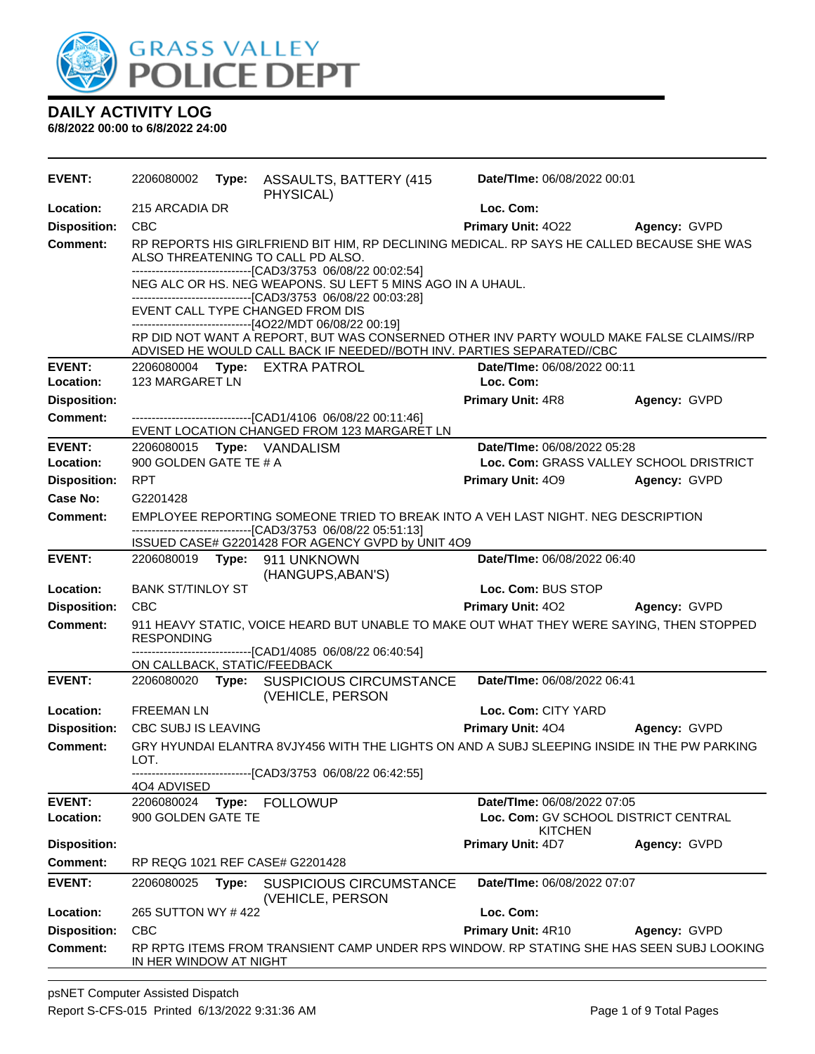# DAILY ACTIVITY LOG

**6/8/2022 00:00 to 6/8/2022 24:00**

---

**EVENT:** 2206080002 **Type:** ASSAULTS, BATTERY (415 PHYSICAL) **Date/TIme:** 06/08/2022 00:01
**Location:** 215 ARCADIA DR **Loc. Com:**
**Disposition:** CBC **Primary Unit:** 4O22 **Agency:** GVPD
**Comment:** RP REPORTS HIS GIRLFRIEND BIT HIM, RP DECLINING MEDICAL. RP SAYS HE CALLED BECAUSE SHE WAS ALSO THREATENING TO CALL PD ALSO.
------------------------------[CAD3/3753 06/08/22 00:02:54]
NEG ALC OR HS. NEG WEAPONS. SU LEFT 5 MINS AGO IN A UHAUL.
------------------------------[CAD3/3753 06/08/22 00:03:28]
EVENT CALL TYPE CHANGED FROM DIS
------------------------------[4O22/MDT 06/08/22 00:19]
RP DID NOT WANT A REPORT, BUT WAS CONSERNED OTHER INV PARTY WOULD MAKE FALSE CLAIMS//RP ADVISED HE WOULD CALL BACK IF NEEDED//BOTH INV. PARTIES SEPARATED//CBC

---

**EVENT:** 2206080004 **Type:** EXTRA PATROL **Date/TIme:** 06/08/2022 00:11
**Location:** 123 MARGARET LN **Loc. Com:**
**Disposition:** **Primary Unit:** 4R8 **Agency:** GVPD
**Comment:** ------------------------------[CAD1/4106 06/08/22 00:11:46]
EVENT LOCATION CHANGED FROM 123 MARGARET LN

---

**EVENT:** 2206080015 **Type:** VANDALISM **Date/TIme:** 06/08/2022 05:28
**Location:** 900 GOLDEN GATE TE # A **Loc. Com:** GRASS VALLEY SCHOOL DRISTRICT
**Disposition:** RPT **Primary Unit:** 4O9 **Agency:** GVPD
**Case No:** G2201428
**Comment:** EMPLOYEE REPORTING SOMEONE TRIED TO BREAK INTO A VEH LAST NIGHT. NEG DESCRIPTION
------------------------------[CAD3/3753 06/08/22 05:51:13]
ISSUED CASE# G2201428 FOR AGENCY GVPD by UNIT 4O9

---

**EVENT:** 2206080019 **Type:** 911 UNKNOWN (HANGUPS,ABAN'S) **Date/TIme:** 06/08/2022 06:40
**Location:** BANK ST/TINLOY ST **Loc. Com:** BUS STOP
**Disposition:** CBC **Primary Unit:** 4O2 **Agency:** GVPD
**Comment:** 911 HEAVY STATIC, VOICE HEARD BUT UNABLE TO MAKE OUT WHAT THEY WERE SAYING, THEN STOPPED RESPONDING
------------------------------[CAD1/4085 06/08/22 06:40:54]
ON CALLBACK, STATIC/FEEDBACK

---

**EVENT:** 2206080020 **Type:** SUSPICIOUS CIRCUMSTANCE (VEHICLE, PERSON **Date/TIme:** 06/08/2022 06:41
**Location:** FREEMAN LN **Loc. Com:** CITY YARD
**Disposition:** CBC SUBJ IS LEAVING **Primary Unit:** 4O4 **Agency:** GVPD
**Comment:** GRY HYUNDAI ELANTRA 8VJY456 WITH THE LIGHTS ON AND A SUBJ SLEEPING INSIDE IN THE PW PARKING LOT.
------------------------------[CAD3/3753 06/08/22 06:42:55]
4O4 ADVISED

---

**EVENT:** 2206080024 **Type:** FOLLOWUP **Date/TIme:** 06/08/2022 07:05
**Location:** 900 GOLDEN GATE TE **Loc. Com:** GV SCHOOL DISTRICT CENTRAL KITCHEN
**Disposition:** **Primary Unit:** 4D7 **Agency:** GVPD
**Comment:** RP REQG 1021 REF CASE# G2201428

---

**EVENT:** 2206080025 **Type:** SUSPICIOUS CIRCUMSTANCE (VEHICLE, PERSON **Date/TIme:** 06/08/2022 07:07
**Location:** 265 SUTTON WY # 422 **Loc. Com:**
**Disposition:** CBC **Primary Unit:** 4R10 **Agency:** GVPD
**Comment:** RP RPTG ITEMS FROM TRANSIENT CAMP UNDER RPS WINDOW. RP STATING SHE HAS SEEN SUBJ LOOKING IN HER WINDOW AT NIGHT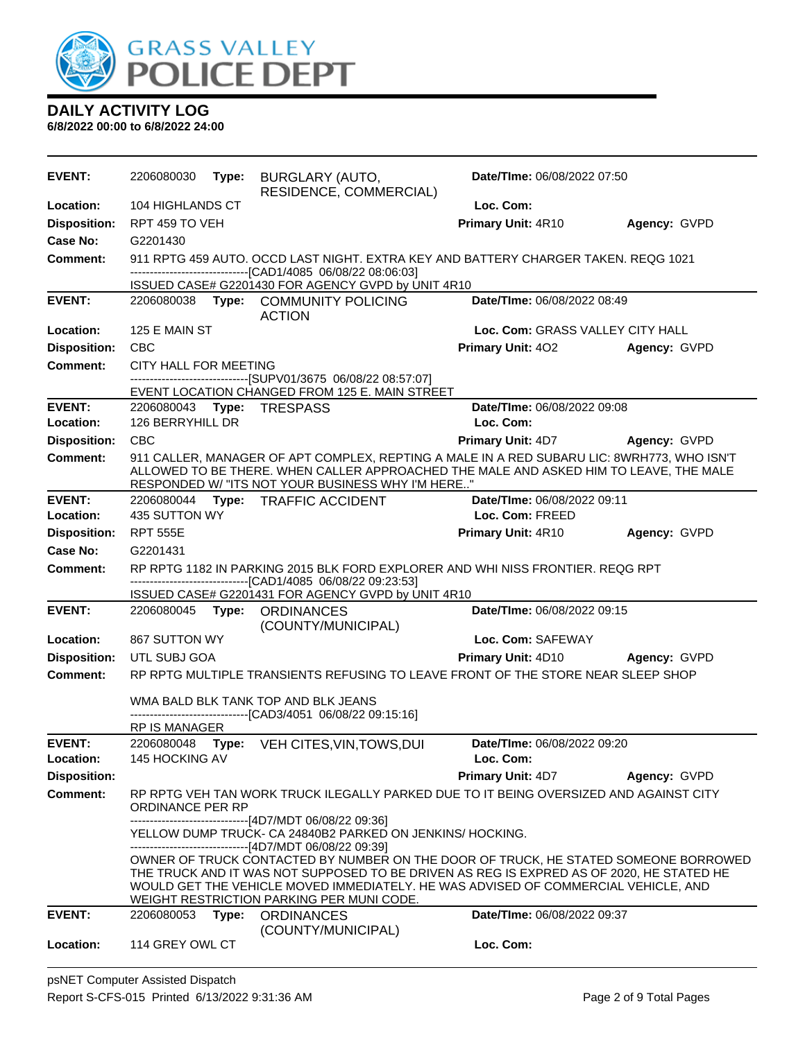# GRASS VALLEY POLICE DEPT

## DAILY ACTIVITY LOG
**6/8/2022 00:00 to 6/8/2022 24:00**

---

**EVENT:** 2206080030 **Type:** BURGLARY (AUTO, RESIDENCE, COMMERCIAL) **Date/TIme:** 06/08/2022 07:50
**Location:** 104 HIGHLANDS CT **Loc. Com:**
**Disposition:** RPT 459 TO VEH **Primary Unit:** 4R10 **Agency:** GVPD
**Case No:** G2201430
**Comment:** 911 RPTG 459 AUTO. OCCD LAST NIGHT. EXTRA KEY AND BATTERY CHARGER TAKEN. REQG 1021
------------------------------[CAD1/4085 06/08/22 08:06:03]
ISSUED CASE# G2201430 FOR AGENCY GVPD by UNIT 4R10

---

**EVENT:** 2206080038 **Type:** COMMUNITY POLICING ACTION **Date/TIme:** 06/08/2022 08:49
**Location:** 125 E MAIN ST **Loc. Com:** GRASS VALLEY CITY HALL
**Disposition:** CBC **Primary Unit:** 4O2 **Agency:** GVPD
**Comment:** CITY HALL FOR MEETING
------------------------------[SUPV01/3675 06/08/22 08:57:07]
EVENT LOCATION CHANGED FROM 125 E. MAIN STREET

---

**EVENT:** 2206080043 **Type:** TRESPASS **Date/TIme:** 06/08/2022 09:08
**Location:** 126 BERRYHILL DR **Loc. Com:**
**Disposition:** CBC **Primary Unit:** 4D7 **Agency:** GVPD
**Comment:** 911 CALLER, MANAGER OF APT COMPLEX, REPTING A MALE IN A RED SUBARU LIC: 8WRH773, WHO ISN'T ALLOWED TO BE THERE. WHEN CALLER APPROACHED THE MALE AND ASKED HIM TO LEAVE, THE MALE RESPONDED W/ "ITS NOT YOUR BUSINESS WHY I'M HERE.."

---

**EVENT:** 2206080044 **Type:** TRAFFIC ACCIDENT **Date/TIme:** 06/08/2022 09:11
**Location:** 435 SUTTON WY **Loc. Com:** FREED
**Disposition:** RPT 555E **Primary Unit:** 4R10 **Agency:** GVPD
**Case No:** G2201431
**Comment:** RP RPTG 1182 IN PARKING 2015 BLK FORD EXPLORER AND WHI NISS FRONTIER. REQG RPT
------------------------------[CAD1/4085 06/08/22 09:23:53]
ISSUED CASE# G2201431 FOR AGENCY GVPD by UNIT 4R10

---

**EVENT:** 2206080045 **Type:** ORDINANCES (COUNTY/MUNICIPAL) **Date/TIme:** 06/08/2022 09:15
**Location:** 867 SUTTON WY **Loc. Com:** SAFEWAY
**Disposition:** UTL SUBJ GOA **Primary Unit:** 4D10 **Agency:** GVPD
**Comment:** RP RPTG MULTIPLE TRANSIENTS REFUSING TO LEAVE FRONT OF THE STORE NEAR SLEEP SHOP

WMA BALD BLK TANK TOP AND BLK JEANS
------------------------------[CAD3/4051 06/08/22 09:15:16]
RP IS MANAGER

---

**EVENT:** 2206080048 **Type:** VEH CITES,VIN,TOWS,DUI **Date/TIme:** 06/08/2022 09:20
**Location:** 145 HOCKING AV **Loc. Com:**
**Disposition:** **Primary Unit:** 4D7 **Agency:** GVPD
**Comment:** RP RPTG VEH TAN WORK TRUCK ILEGALLY PARKED DUE TO IT BEING OVERSIZED AND AGAINST CITY ORDINANCE PER RP
------------------------------[4D7/MDT 06/08/22 09:36]
YELLOW DUMP TRUCK- CA 24840B2 PARKED ON JENKINS/ HOCKING.
------------------------------[4D7/MDT 06/08/22 09:39]
OWNER OF TRUCK CONTACTED BY NUMBER ON THE DOOR OF TRUCK, HE STATED SOMEONE BORROWED THE TRUCK AND IT WAS NOT SUPPOSED TO BE DRIVEN AS REG IS EXPRED AS OF 2020, HE STATED HE WOULD GET THE VEHICLE MOVED IMMEDIATELY. HE WAS ADVISED OF COMMERCIAL VEHICLE, AND WEIGHT RESTRICTION PARKING PER MUNI CODE.

---

**EVENT:** 2206080053 **Type:** ORDINANCES (COUNTY/MUNICIPAL) **Date/TIme:** 06/08/2022 09:37
**Location:** 114 GREY OWL CT **Loc. Com:**

psNET Computer Assisted Dispatch
Report S-CFS-015 Printed 6/13/2022 9:31:36 AM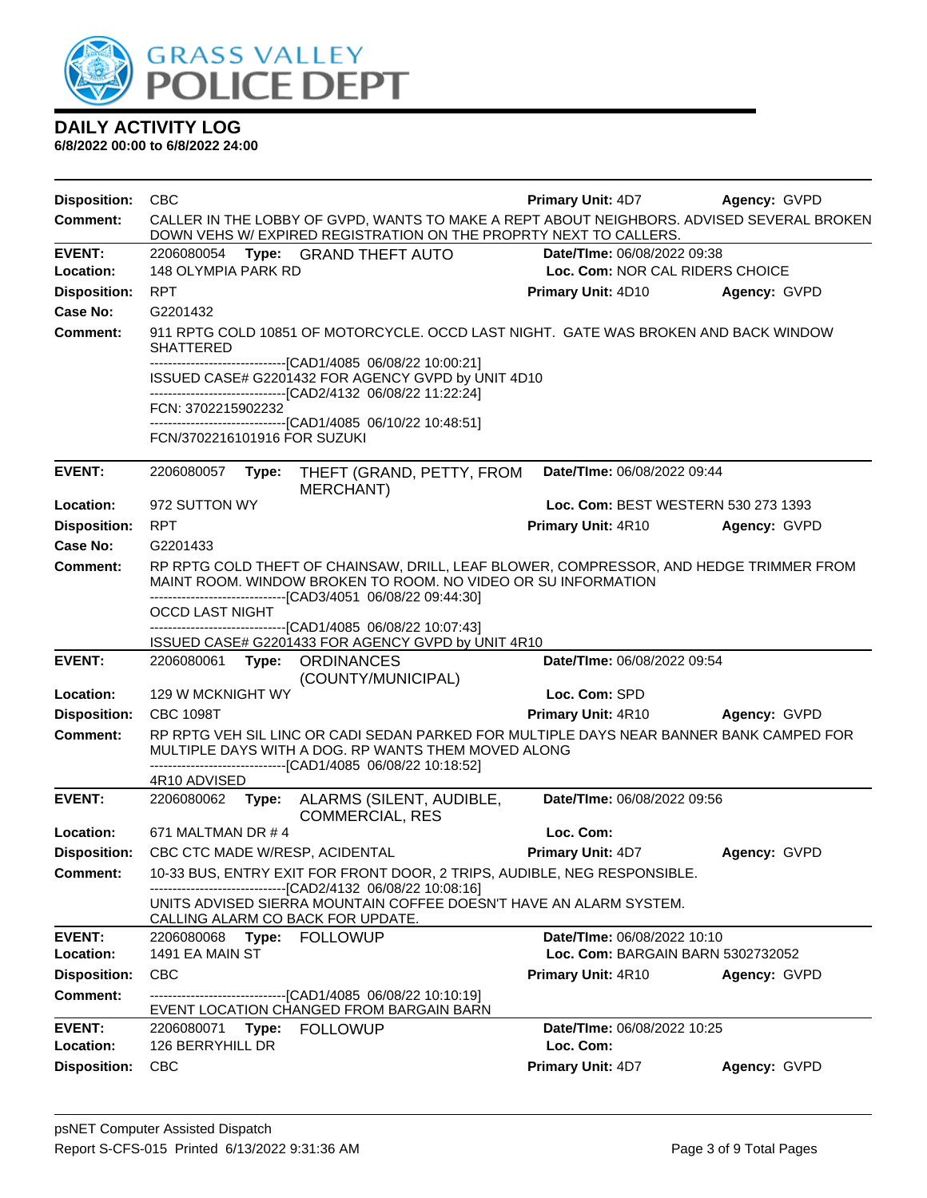# DAILY ACTIVITY LOG

**6/8/2022 00:00 to 6/8/2022 24:00**

**Disposition:** CBC **Primary Unit:** 4D7 **Agency:** GVPD
**Comment:** CALLER IN THE LOBBY OF GVPD, WANTS TO MAKE A REPT ABOUT NEIGHBORS. ADVISED SEVERAL BROKEN DOWN VEHS W/ EXPIRED REGISTRATION ON THE PROPRTY NEXT TO CALLERS.

---

**EVENT:** 2206080054 **Type:** GRAND THEFT AUTO **Date/TIme:** 06/08/2022 09:38
**Location:** 148 OLYMPIA PARK RD **Loc. Com:** NOR CAL RIDERS CHOICE
**Disposition:** RPT **Primary Unit:** 4D10 **Agency:** GVPD
**Case No:** G2201432
**Comment:** 911 RPTG COLD 10851 OF MOTORCYCLE. OCCD LAST NIGHT. GATE WAS BROKEN AND BACK WINDOW SHATTERED
------------------------------[CAD1/4085 06/08/22 10:00:21]
ISSUED CASE# G2201432 FOR AGENCY GVPD by UNIT 4D10
------------------------------[CAD2/4132 06/08/22 11:22:24]
FCN: 3702215902232
------------------------------[CAD1/4085 06/10/22 10:48:51]
FCN/3702216101916 FOR SUZUKI

---

**EVENT:** 2206080057 **Type:** THEFT (GRAND, PETTY, FROM MERCHANT) **Date/TIme:** 06/08/2022 09:44
**Location:** 972 SUTTON WY **Loc. Com:** BEST WESTERN 530 273 1393
**Disposition:** RPT **Primary Unit:** 4R10 **Agency:** GVPD
**Case No:** G2201433
**Comment:** RP RPTG COLD THEFT OF CHAINSAW, DRILL, LEAF BLOWER, COMPRESSOR, AND HEDGE TRIMMER FROM MAINT ROOM. WINDOW BROKEN TO ROOM. NO VIDEO OR SU INFORMATION
------------------------------[CAD3/4051 06/08/22 09:44:30]
OCCD LAST NIGHT
------------------------------[CAD1/4085 06/08/22 10:07:43]
ISSUED CASE# G2201433 FOR AGENCY GVPD by UNIT 4R10

---

**EVENT:** 2206080061 **Type:** ORDINANCES (COUNTY/MUNICIPAL) **Date/TIme:** 06/08/2022 09:54
**Location:** 129 W MCKNIGHT WY **Loc. Com:** SPD
**Disposition:** CBC 1098T **Primary Unit:** 4R10 **Agency:** GVPD
**Comment:** RP RPTG VEH SIL LINC OR CADI SEDAN PARKED FOR MULTIPLE DAYS NEAR BANNER BANK CAMPED FOR MULTIPLE DAYS WITH A DOG. RP WANTS THEM MOVED ALONG
------------------------------[CAD1/4085 06/08/22 10:18:52]
4R10 ADVISED

---

**EVENT:** 2206080062 **Type:** ALARMS (SILENT, AUDIBLE, COMMERCIAL, RES **Date/TIme:** 06/08/2022 09:56
**Location:** 671 MALTMAN DR # 4 **Loc. Com:**
**Disposition:** CBC CTC MADE W/RESP, ACIDENTAL **Primary Unit:** 4D7 **Agency:** GVPD
**Comment:** 10-33 BUS, ENTRY EXIT FOR FRONT DOOR, 2 TRIPS, AUDIBLE, NEG RESPONSIBLE.
------------------------------[CAD2/4132 06/08/22 10:08:16]
UNITS ADVISED SIERRA MOUNTAIN COFFEE DOESN'T HAVE AN ALARM SYSTEM. CALLING ALARM CO BACK FOR UPDATE.

---

**EVENT:** 2206080068 **Type:** FOLLOWUP **Date/TIme:** 06/08/2022 10:10
**Location:** 1491 EA MAIN ST **Loc. Com:** BARGAIN BARN 5302732052
**Disposition:** CBC **Primary Unit:** 4R10 **Agency:** GVPD
**Comment:** ------------------------------[CAD1/4085 06/08/22 10:10:19]
EVENT LOCATION CHANGED FROM BARGAIN BARN

---

**EVENT:** 2206080071 **Type:** FOLLOWUP **Date/TIme:** 06/08/2022 10:25
**Location:** 126 BERRYHILL DR **Loc. Com:**
**Disposition:** CBC **Primary Unit:** 4D7 **Agency:** GVPD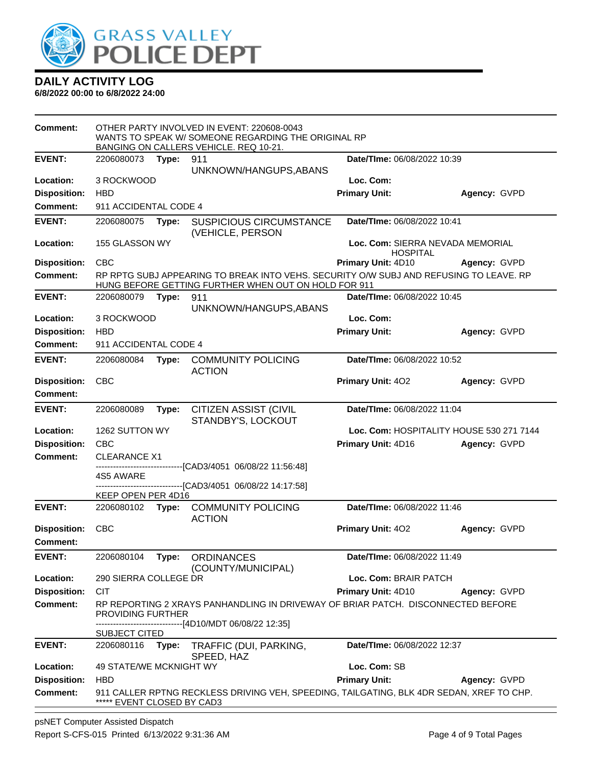# DAILY ACTIVITY LOG

**6/8/2022 00:00 to 6/8/2022 24:00**

**Comment:** OTHER PARTY INVOLVED IN EVENT: 220608-0043
WANTS TO SPEAK W/ SOMEONE REGARDING THE ORIGINAL RP BANGING ON CALLERS VEHICLE. REQ 10-21.

---

**EVENT:** 2206080073 **Type:** 911 UNKNOWN/HANGUPS,ABANS **Date/TIme:** 06/08/2022 10:39
**Location:** 3 ROCKWOOD **Loc. Com:**
**Disposition:** HBD **Primary Unit:** **Agency:** GVPD
**Comment:** 911 ACCIDENTAL CODE 4

---

**EVENT:** 2206080075 **Type:** SUSPICIOUS CIRCUMSTANCE (VEHICLE, PERSON **Date/TIme:** 06/08/2022 10:41
**Location:** 155 GLASSON WY **Loc. Com:** SIERRA NEVADA MEMORIAL HOSPITAL
**Disposition:** CBC **Primary Unit:** 4D10 **Agency:** GVPD
**Comment:** RP RPTG SUBJ APPEARING TO BREAK INTO VEHS. SECURITY O/W SUBJ AND REFUSING TO LEAVE. RP HUNG BEFORE GETTING FURTHER WHEN OUT ON HOLD FOR 911

---

**EVENT:** 2206080079 **Type:** 911 UNKNOWN/HANGUPS,ABANS **Date/TIme:** 06/08/2022 10:45
**Location:** 3 ROCKWOOD **Loc. Com:**
**Disposition:** HBD **Primary Unit:** **Agency:** GVPD
**Comment:** 911 ACCIDENTAL CODE 4

---

**EVENT:** 2206080084 **Type:** COMMUNITY POLICING ACTION **Date/TIme:** 06/08/2022 10:52
**Disposition:** CBC **Primary Unit:** 4O2 **Agency:** GVPD
**Comment:**

---

**EVENT:** 2206080089 **Type:** CITIZEN ASSIST (CIVIL STANDBY'S, LOCKOUT **Date/TIme:** 06/08/2022 11:04
**Location:** 1262 SUTTON WY **Loc. Com:** HOSPITALITY HOUSE 530 271 7144
**Disposition:** CBC **Primary Unit:** 4D16 **Agency:** GVPD
**Comment:** CLEARANCE X1
------------------------------[CAD3/4051 06/08/22 11:56:48]
4S5 AWARE
------------------------------[CAD3/4051 06/08/22 14:17:58]
KEEP OPEN PER 4D16

---

**EVENT:** 2206080102 **Type:** COMMUNITY POLICING ACTION **Date/TIme:** 06/08/2022 11:46
**Disposition:** CBC **Primary Unit:** 4O2 **Agency:** GVPD
**Comment:**

---

**EVENT:** 2206080104 **Type:** ORDINANCES (COUNTY/MUNICIPAL) **Date/TIme:** 06/08/2022 11:49
**Location:** 290 SIERRA COLLEGE DR **Loc. Com:** BRAIR PATCH
**Disposition:** CIT **Primary Unit:** 4D10 **Agency:** GVPD
**Comment:** RP REPORTING 2 XRAYS PANHANDLING IN DRIVEWAY OF BRIAR PATCH. DISCONNECTED BEFORE PROVIDING FURTHER
------------------------------[4D10/MDT 06/08/22 12:35]
SUBJECT CITED

---

**EVENT:** 2206080116 **Type:** TRAFFIC (DUI, PARKING, SPEED, HAZ **Date/TIme:** 06/08/2022 12:37
**Location:** 49 STATE/WE MCKNIGHT WY **Loc. Com:** SB
**Disposition:** HBD **Primary Unit:** **Agency:** GVPD
**Comment:** 911 CALLER RPTNG RECKLESS DRIVING VEH, SPEEDING, TAILGATING, BLK 4DR SEDAN, XREF TO CHP.
***** EVENT CLOSED BY CAD3

---

psNET Computer Assisted Dispatch
Report S-CFS-015 Printed 6/13/2022 9:31:36 AM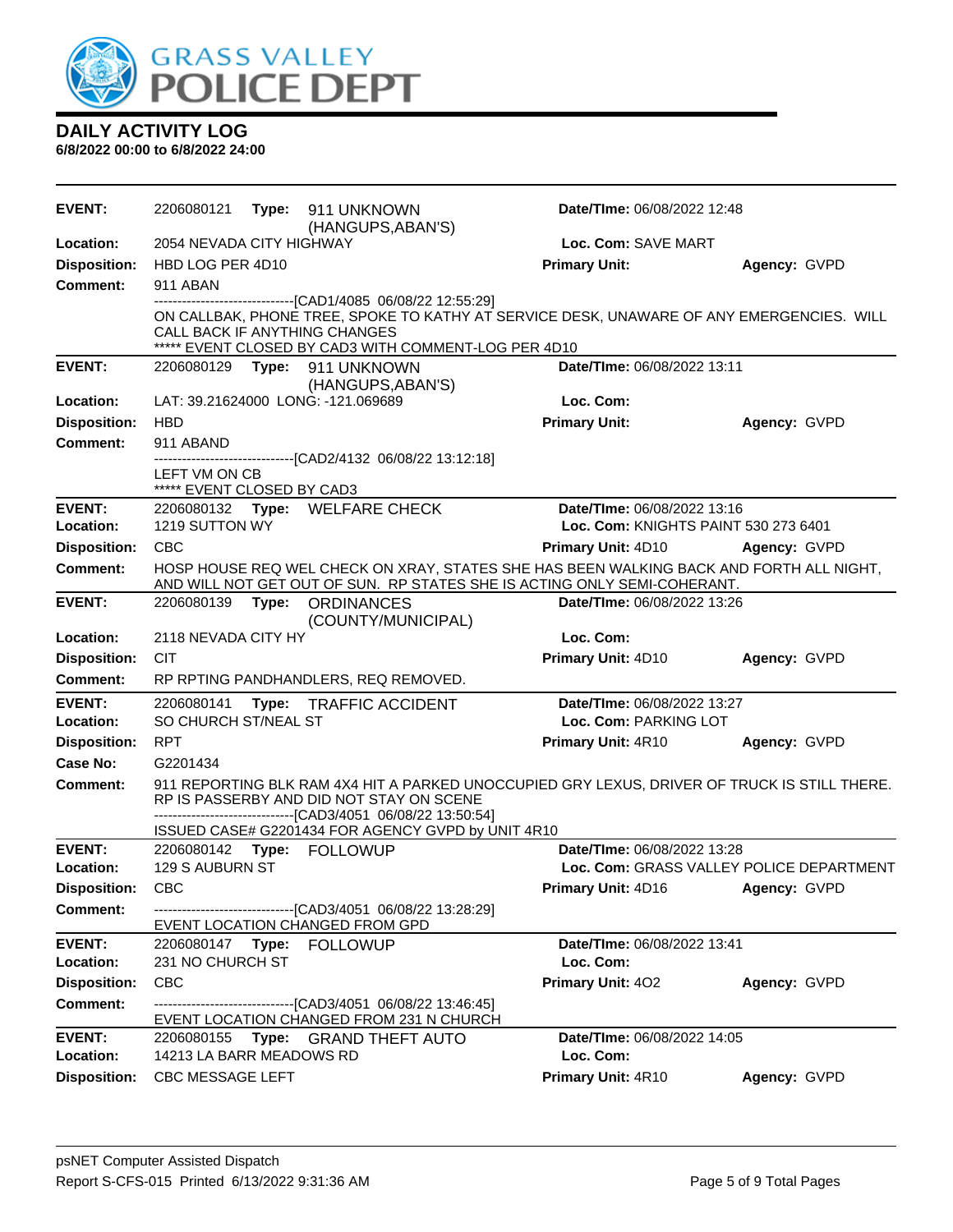# GRASS VALLEY POLICE DEPT

## DAILY ACTIVITY LOG

**6/8/2022 00:00 to 6/8/2022 24:00**

---

**EVENT:** 2206080121 **Type:** 911 UNKNOWN (HANGUPS,ABAN'S) **Date/TIme:** 06/08/2022 12:48
**Location:** 2054 NEVADA CITY HIGHWAY **Loc. Com:** SAVE MART
**Disposition:** HBD LOG PER 4D10 **Primary Unit:** **Agency:** GVPD
**Comment:** 911 ABAN

------------------------------[CAD1/4085 06/08/22 12:55:29]
ON CALLBAK, PHONE TREE, SPOKE TO KATHY AT SERVICE DESK, UNAWARE OF ANY EMERGENCIES. WILL CALL BACK IF ANYTHING CHANGES
***** EVENT CLOSED BY CAD3 WITH COMMENT-LOG PER 4D10

---

**EVENT:** 2206080129 **Type:** 911 UNKNOWN (HANGUPS,ABAN'S) **Date/TIme:** 06/08/2022 13:11
**Location:** LAT: 39.21624000 LONG: -121.069689 **Loc. Com:**
**Disposition:** HBD **Primary Unit:** **Agency:** GVPD
**Comment:** 911 ABAND

------------------------------[CAD2/4132 06/08/22 13:12:18]
LEFT VM ON CB
***** EVENT CLOSED BY CAD3

---

**EVENT:** 2206080132 **Type:** WELFARE CHECK **Date/TIme:** 06/08/2022 13:16
**Location:** 1219 SUTTON WY **Loc. Com:** KNIGHTS PAINT 530 273 6401
**Disposition:** CBC **Primary Unit:** 4D10 **Agency:** GVPD
**Comment:** HOSP HOUSE REQ WEL CHECK ON XRAY, STATES SHE HAS BEEN WALKING BACK AND FORTH ALL NIGHT, AND WILL NOT GET OUT OF SUN. RP STATES SHE IS ACTING ONLY SEMI-COHERANT.

---

**EVENT:** 2206080139 **Type:** ORDINANCES (COUNTY/MUNICIPAL) **Date/TIme:** 06/08/2022 13:26
**Location:** 2118 NEVADA CITY HY **Loc. Com:**
**Disposition:** CIT **Primary Unit:** 4D10 **Agency:** GVPD
**Comment:** RP RPTING PANDHANDLERS, REQ REMOVED.

---

**EVENT:** 2206080141 **Type:** TRAFFIC ACCIDENT **Date/TIme:** 06/08/2022 13:27
**Location:** SO CHURCH ST/NEAL ST **Loc. Com:** PARKING LOT
**Disposition:** RPT **Primary Unit:** 4R10 **Agency:** GVPD
**Case No:** G2201434
**Comment:** 911 REPORTING BLK RAM 4X4 HIT A PARKED UNOCCUPIED GRY LEXUS, DRIVER OF TRUCK IS STILL THERE. RP IS PASSERBY AND DID NOT STAY ON SCENE

------------------------------[CAD3/4051 06/08/22 13:50:54]
ISSUED CASE# G2201434 FOR AGENCY GVPD by UNIT 4R10

---

**EVENT:** 2206080142 **Type:** FOLLOWUP **Date/TIme:** 06/08/2022 13:28
**Location:** 129 S AUBURN ST **Loc. Com:** GRASS VALLEY POLICE DEPARTMENT
**Disposition:** CBC **Primary Unit:** 4D16 **Agency:** GVPD
**Comment:** ------------------------------[CAD3/4051 06/08/22 13:28:29]
EVENT LOCATION CHANGED FROM GPD

---

**EVENT:** 2206080147 **Type:** FOLLOWUP **Date/TIme:** 06/08/2022 13:41
**Location:** 231 NO CHURCH ST **Loc. Com:**
**Disposition:** CBC **Primary Unit:** 4O2 **Agency:** GVPD
**Comment:** ------------------------------[CAD3/4051 06/08/22 13:46:45]
EVENT LOCATION CHANGED FROM 231 N CHURCH

---

**EVENT:** 2206080155 **Type:** GRAND THEFT AUTO **Date/TIme:** 06/08/2022 14:05
**Location:** 14213 LA BARR MEADOWS RD **Loc. Com:**
**Disposition:** CBC MESSAGE LEFT **Primary Unit:** 4R10 **Agency:** GVPD

---

psNET Computer Assisted Dispatch
Report S-CFS-015 Printed 6/13/2022 9:31:36 AM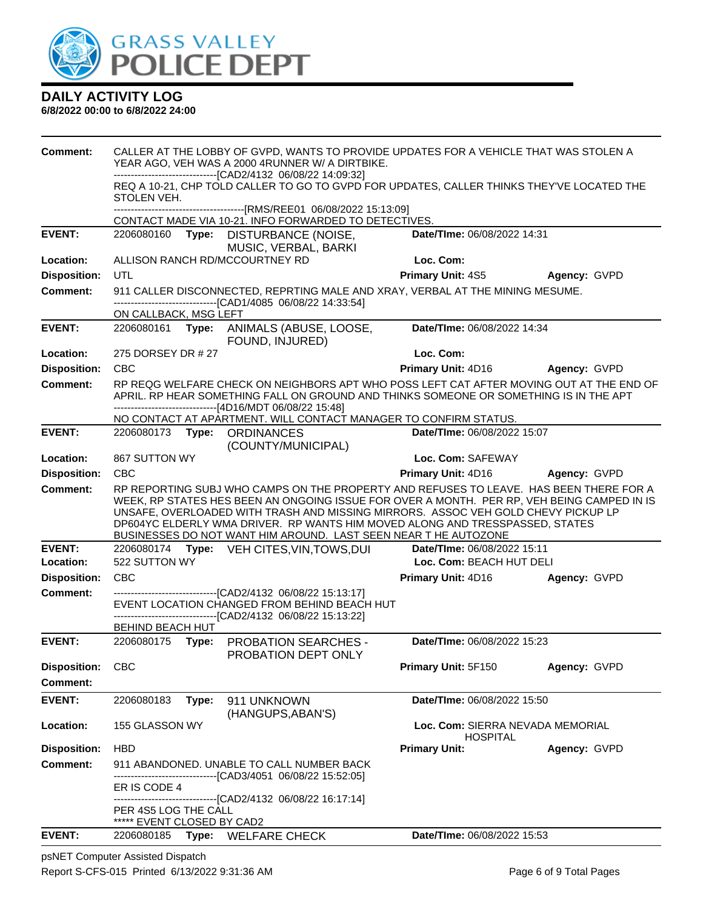# DAILY ACTIVITY LOG

**6/8/2022 00:00 to 6/8/2022 24:00**

**Comment:** CALLER AT THE LOBBY OF GVPD, WANTS TO PROVIDE UPDATES FOR A VEHICLE THAT WAS STOLEN A YEAR AGO, VEH WAS A 2000 4RUNNER W/ A DIRTBIKE.
------------------------------[CAD2/4132 06/08/22 14:09:32]
REQ A 10-21, CHP TOLD CALLER TO GO TO GVPD FOR UPDATES, CALLER THINKS THEY'VE LOCATED THE STOLEN VEH.
------------------------------[RMS/REE01 06/08/22 15:13:09]
CONTACT MADE VIA 10-21. INFO FORWARDED TO DETECTIVES.

---

**EVENT:** 2206080160 **Type:** DISTURBANCE (NOISE, MUSIC, VERBAL, BARKI **Date/TIme:** 06/08/2022 14:31
**Location:** ALLISON RANCH RD/MCCOURTNEY RD **Loc. Com:**
**Disposition:** UTL **Primary Unit:** 4S5 **Agency:** GVPD
**Comment:** 911 CALLER DISCONNECTED, REPRTING MALE AND XRAY, VERBAL AT THE MINING MESUME.
------------------------------[CAD1/4085 06/08/22 14:33:54]
ON CALLBACK, MSG LEFT

---

**EVENT:** 2206080161 **Type:** ANIMALS (ABUSE, LOOSE, FOUND, INJURED) **Date/TIme:** 06/08/2022 14:34
**Location:** 275 DORSEY DR # 27 **Loc. Com:**
**Disposition:** CBC **Primary Unit:** 4D16 **Agency:** GVPD
**Comment:** RP REQG WELFARE CHECK ON NEIGHBORS APT WHO POSS LEFT CAT AFTER MOVING OUT AT THE END OF APRIL. RP HEAR SOMETHING FALL ON GROUND AND THINKS SOMEONE OR SOMETHING IS IN THE APT
------------------------------[4D16/MDT 06/08/22 15:48]
NO CONTACT AT APARTMENT. WILL CONTACT MANAGER TO CONFIRM STATUS.

---

**EVENT:** 2206080173 **Type:** ORDINANCES (COUNTY/MUNICIPAL) **Date/TIme:** 06/08/2022 15:07
**Location:** 867 SUTTON WY **Loc. Com:** SAFEWAY
**Disposition:** CBC **Primary Unit:** 4D16 **Agency:** GVPD
**Comment:** RP REPORTING SUBJ WHO CAMPS ON THE PROPERTY AND REFUSES TO LEAVE. HAS BEEN THERE FOR A WEEK, RP STATES HES BEEN AN ONGOING ISSUE FOR OVER A MONTH. PER RP, VEH BEING CAMPED IN IS UNSAFE, OVERLOADED WITH TRASH AND MISSING MIRRORS. ASSOC VEH GOLD CHEVY PICKUP LP DP604YC ELDERLY WMA DRIVER. RP WANTS HIM MOVED ALONG AND TRESSPASSED, STATES BUSINESSES DO NOT WANT HIM AROUND. LAST SEEN NEAR T HE AUTOZONE

---

**EVENT:** 2206080174 **Type:** VEH CITES,VIN,TOWS,DUI **Date/TIme:** 06/08/2022 15:11
**Location:** 522 SUTTON WY **Loc. Com:** BEACH HUT DELI
**Disposition:** CBC **Primary Unit:** 4D16 **Agency:** GVPD
**Comment:** ------------------------------[CAD2/4132 06/08/22 15:13:17]
EVENT LOCATION CHANGED FROM BEHIND BEACH HUT
------------------------------[CAD2/4132 06/08/22 15:13:22]
BEHIND BEACH HUT

---

**EVENT:** 2206080175 **Type:** PROBATION SEARCHES - PROBATION DEPT ONLY **Date/TIme:** 06/08/2022 15:23
**Disposition:** CBC **Primary Unit:** 5F150 **Agency:** GVPD
**Comment:**

---

**EVENT:** 2206080183 **Type:** 911 UNKNOWN (HANGUPS,ABAN'S) **Date/TIme:** 06/08/2022 15:50
**Location:** 155 GLASSON WY **Loc. Com:** SIERRA NEVADA MEMORIAL HOSPITAL
**Disposition:** HBD **Primary Unit:** **Agency:** GVPD
**Comment:** 911 ABANDONED. UNABLE TO CALL NUMBER BACK
------------------------------[CAD3/4051 06/08/22 15:52:05]
ER IS CODE 4
------------------------------[CAD2/4132 06/08/22 16:17:14]
PER 4S5 LOG THE CALL
***** EVENT CLOSED BY CAD2

---

**EVENT:** 2206080185 **Type:** WELFARE CHECK **Date/TIme:** 06/08/2022 15:53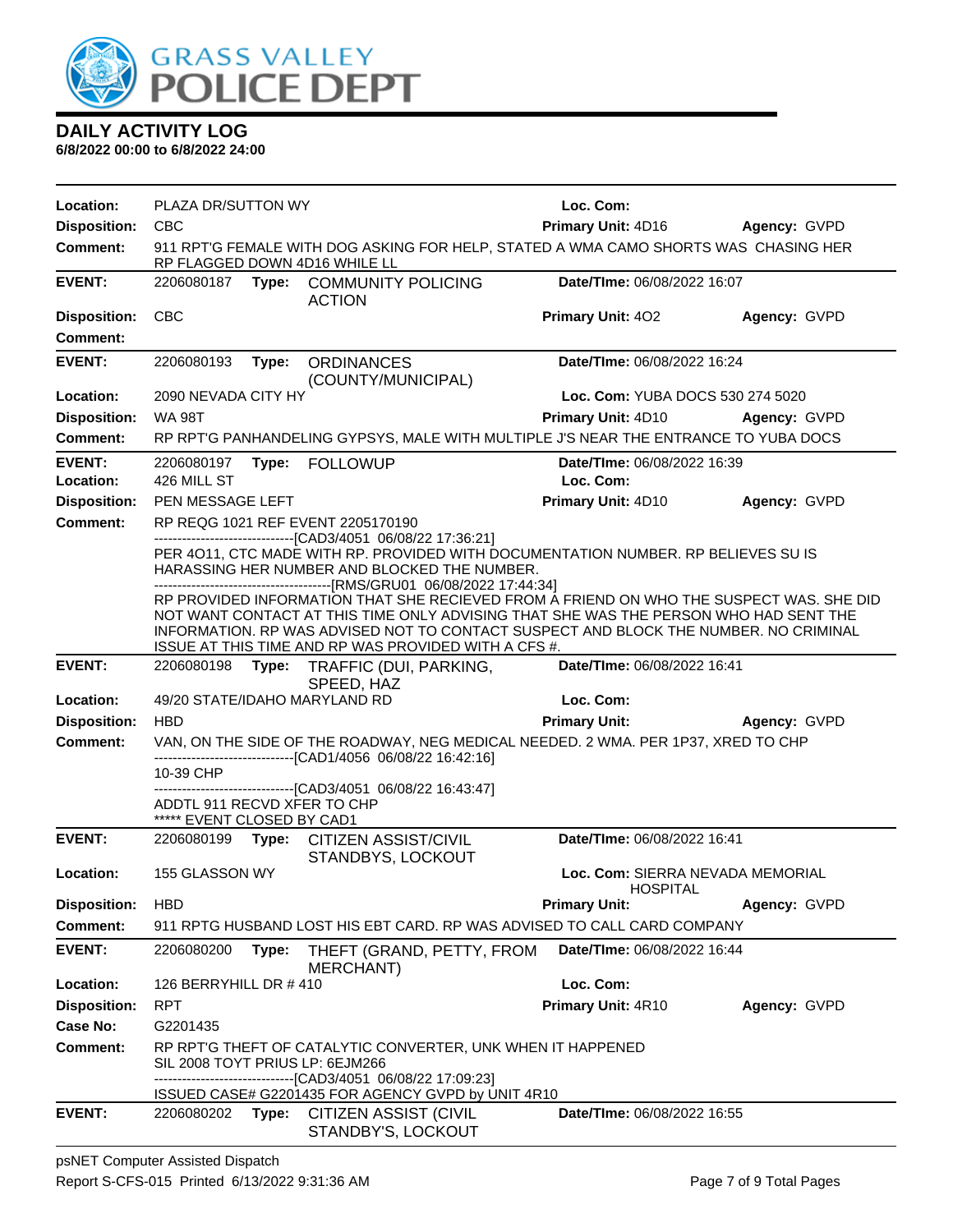# DAILY ACTIVITY LOG

**6/8/2022 00:00 to 6/8/2022 24:00**

**Location:** PLAZA DR/SUTTON WY **Loc. Com:**
**Disposition:** CBC **Primary Unit:** 4D16 **Agency:** GVPD
**Comment:** 911 RPT'G FEMALE WITH DOG ASKING FOR HELP, STATED A WMA CAMO SHORTS WAS CHASING HER RP FLAGGED DOWN 4D16 WHILE LL

---

**EVENT:** 2206080187 **Type:** COMMUNITY POLICING ACTION **Date/TIme:** 06/08/2022 16:07
**Disposition:** CBC **Primary Unit:** 4O2 **Agency:** GVPD
**Comment:**

---

**EVENT:** 2206080193 **Type:** ORDINANCES (COUNTY/MUNICIPAL) **Date/TIme:** 06/08/2022 16:24
**Location:** 2090 NEVADA CITY HY **Loc. Com:** YUBA DOCS 530 274 5020
**Disposition:** WA 98T **Primary Unit:** 4D10 **Agency:** GVPD
**Comment:** RP RPT'G PANHANDELING GYPSYS, MALE WITH MULTIPLE J'S NEAR THE ENTRANCE TO YUBA DOCS

---

**EVENT:** 2206080197 **Type:** FOLLOWUP **Date/TIme:** 06/08/2022 16:39
**Location:** 426 MILL ST **Loc. Com:**
**Disposition:** PEN MESSAGE LEFT **Primary Unit:** 4D10 **Agency:** GVPD
**Comment:** RP REQG 1021 REF EVENT 2205170190

------------------------------[CAD3/4051 06/08/22 17:36:21]

PER 4O11, CTC MADE WITH RP. PROVIDED WITH DOCUMENTATION NUMBER. RP BELIEVES SU IS HARASSING HER NUMBER AND BLOCKED THE NUMBER.

------------------------------[RMS/GRU01 06/08/2022 17:44:34]

RP PROVIDED INFORMATION THAT SHE RECIEVED FROM A FRIEND ON WHO THE SUSPECT WAS. SHE DID NOT WANT CONTACT AT THIS TIME ONLY ADVISING THAT SHE WAS THE PERSON WHO HAD SENT THE INFORMATION. RP WAS ADVISED NOT TO CONTACT SUSPECT AND BLOCK THE NUMBER. NO CRIMINAL ISSUE AT THIS TIME AND RP WAS PROVIDED WITH A CFS #.

---

**EVENT:** 2206080198 **Type:** TRAFFIC (DUI, PARKING, SPEED, HAZ **Date/TIme:** 06/08/2022 16:41
**Location:** 49/20 STATE/IDAHO MARYLAND RD **Loc. Com:**
**Disposition:** HBD **Primary Unit:** **Agency:** GVPD
**Comment:** VAN, ON THE SIDE OF THE ROADWAY, NEG MEDICAL NEEDED. 2 WMA. PER 1P37, XRED TO CHP

------------------------------[CAD1/4056 06/08/22 16:42:16]

10-39 CHP

------------------------------[CAD3/4051 06/08/22 16:43:47]

ADDTL 911 RECVD XFER TO CHP
***** EVENT CLOSED BY CAD1

---

**EVENT:** 2206080199 **Type:** CITIZEN ASSIST/CIVIL STANDBYS, LOCKOUT **Date/TIme:** 06/08/2022 16:41
**Location:** 155 GLASSON WY **Loc. Com:** SIERRA NEVADA MEMORIAL HOSPITAL
**Disposition:** HBD **Primary Unit:** **Agency:** GVPD
**Comment:** 911 RPTG HUSBAND LOST HIS EBT CARD. RP WAS ADVISED TO CALL CARD COMPANY

---

**EVENT:** 2206080200 **Type:** THEFT (GRAND, PETTY, FROM MERCHANT) **Date/TIme:** 06/08/2022 16:44
**Location:** 126 BERRYHILL DR # 410 **Loc. Com:**
**Disposition:** RPT **Primary Unit:** 4R10 **Agency:** GVPD
**Case No:** G2201435
**Comment:** RP RPT'G THEFT OF CATALYTIC CONVERTER, UNK WHEN IT HAPPENED SIL 2008 TOYT PRIUS LP: 6EJM266

------------------------------[CAD3/4051 06/08/22 17:09:23]

ISSUED CASE# G2201435 FOR AGENCY GVPD by UNIT 4R10

---

**EVENT:** 2206080202 **Type:** CITIZEN ASSIST (CIVIL STANDBY'S, LOCKOUT **Date/TIme:** 06/08/2022 16:55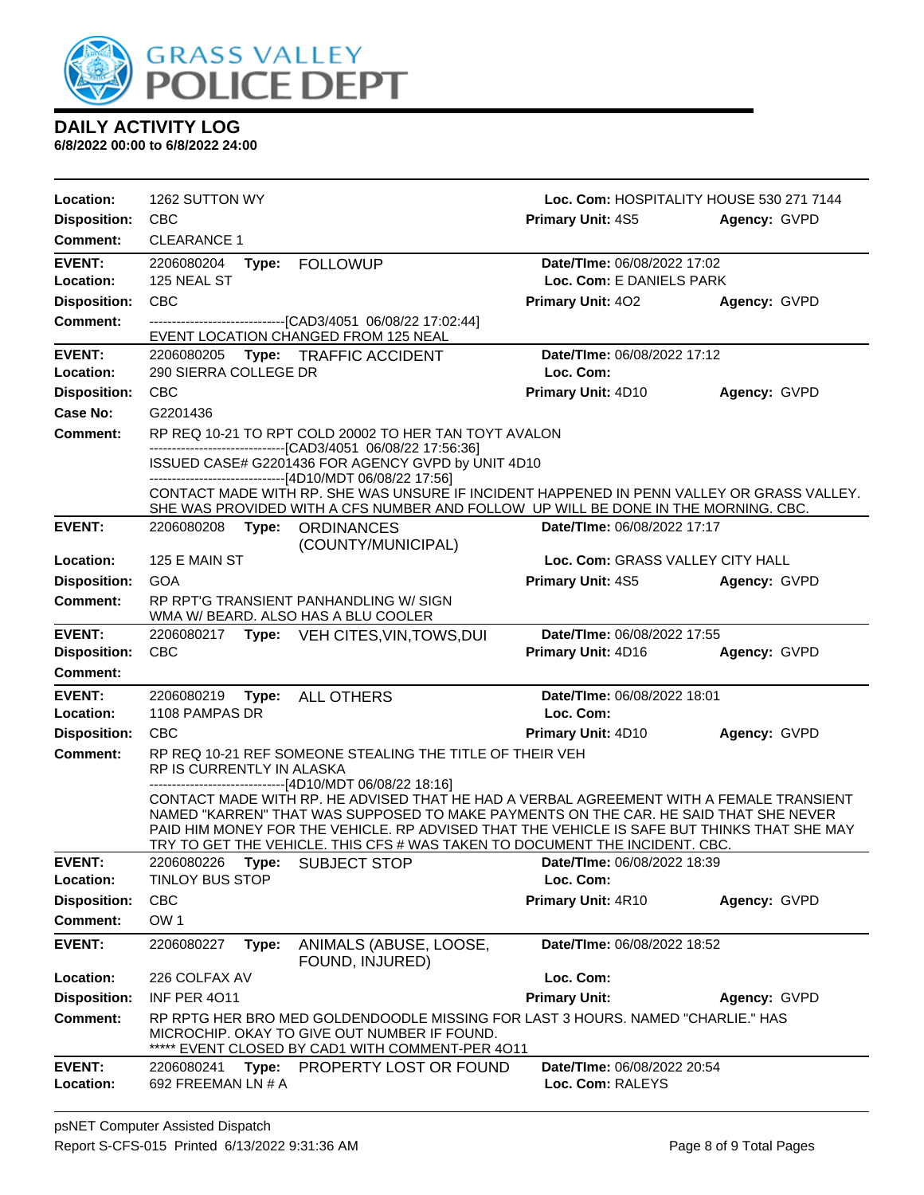# GRASS VALLEY POLICE DEPT

## DAILY ACTIVITY LOG

**6/8/2022 00:00 to 6/8/2022 24:00**

**Location:** 1262 SUTTON WY — **Loc. Com:** HOSPITALITY HOUSE 530 271 7144
**Disposition:** CBC — **Primary Unit:** 4S5 — **Agency:** GVPD
**Comment:** CLEARANCE 1

---

**EVENT:** 2206080204 **Type:** FOLLOWUP — **Date/TIme:** 06/08/2022 17:02
**Location:** 125 NEAL ST — **Loc. Com:** E DANIELS PARK
**Disposition:** CBC — **Primary Unit:** 4O2 — **Agency:** GVPD
**Comment:** ------------------------------[CAD3/4051 06/08/22 17:02:44]
EVENT LOCATION CHANGED FROM 125 NEAL

---

**EVENT:** 2206080205 **Type:** TRAFFIC ACCIDENT — **Date/TIme:** 06/08/2022 17:12
**Location:** 290 SIERRA COLLEGE DR — **Loc. Com:**
**Disposition:** CBC — **Primary Unit:** 4D10 — **Agency:** GVPD
**Case No:** G2201436
**Comment:** RP REQ 10-21 TO RPT COLD 20002 TO HER TAN TOYT AVALON
------------------------------[CAD3/4051 06/08/22 17:56:36]
ISSUED CASE# G2201436 FOR AGENCY GVPD by UNIT 4D10
------------------------------[4D10/MDT 06/08/22 17:56]
CONTACT MADE WITH RP. SHE WAS UNSURE IF INCIDENT HAPPENED IN PENN VALLEY OR GRASS VALLEY. SHE WAS PROVIDED WITH A CFS NUMBER AND FOLLOW UP WILL BE DONE IN THE MORNING. CBC.

---

**EVENT:** 2206080208 **Type:** ORDINANCES (COUNTY/MUNICIPAL) — **Date/TIme:** 06/08/2022 17:17
**Location:** 125 E MAIN ST — **Loc. Com:** GRASS VALLEY CITY HALL
**Disposition:** GOA — **Primary Unit:** 4S5 — **Agency:** GVPD
**Comment:** RP RPT'G TRANSIENT PANHANDLING W/ SIGN
WMA W/ BEARD. ALSO HAS A BLU COOLER

---

**EVENT:** 2206080217 **Type:** VEH CITES,VIN,TOWS,DUI — **Date/TIme:** 06/08/2022 17:55
**Disposition:** CBC — **Primary Unit:** 4D16 — **Agency:** GVPD
**Comment:**

---

**EVENT:** 2206080219 **Type:** ALL OTHERS — **Date/TIme:** 06/08/2022 18:01
**Location:** 1108 PAMPAS DR — **Loc. Com:**
**Disposition:** CBC — **Primary Unit:** 4D10 — **Agency:** GVPD
**Comment:** RP REQ 10-21 REF SOMEONE STEALING THE TITLE OF THEIR VEH
RP IS CURRENTLY IN ALASKA
------------------------------[4D10/MDT 06/08/22 18:16]
CONTACT MADE WITH RP. HE ADVISED THAT HE HAD A VERBAL AGREEMENT WITH A FEMALE TRANSIENT NAMED "KARREN" THAT WAS SUPPOSED TO MAKE PAYMENTS ON THE CAR. HE SAID THAT SHE NEVER PAID HIM MONEY FOR THE VEHICLE. RP ADVISED THAT THE VEHICLE IS SAFE BUT THINKS THAT SHE MAY TRY TO GET THE VEHICLE. THIS CFS # WAS TAKEN TO DOCUMENT THE INCIDENT. CBC.

---

**EVENT:** 2206080226 **Type:** SUBJECT STOP — **Date/TIme:** 06/08/2022 18:39
**Location:** TINLOY BUS STOP — **Loc. Com:**
**Disposition:** CBC — **Primary Unit:** 4R10 — **Agency:** GVPD
**Comment:** OW 1

---

**EVENT:** 2206080227 **Type:** ANIMALS (ABUSE, LOOSE, FOUND, INJURED) — **Date/TIme:** 06/08/2022 18:52
**Location:** 226 COLFAX AV — **Loc. Com:**
**Disposition:** INF PER 4O11 — **Primary Unit:** — **Agency:** GVPD
**Comment:** RP RPTG HER BRO MED GOLDENDOODLE MISSING FOR LAST 3 HOURS. NAMED "CHARLIE." HAS MICROCHIP. OKAY TO GIVE OUT NUMBER IF FOUND.
***** EVENT CLOSED BY CAD1 WITH COMMENT-PER 4O11

---

**EVENT:** 2206080241 **Type:** PROPERTY LOST OR FOUND — **Date/TIme:** 06/08/2022 20:54
**Location:** 692 FREEMAN LN # A — **Loc. Com:** RALEYS

psNET Computer Assisted Dispatch
Report S-CFS-015 Printed 6/13/2022 9:31:36 AM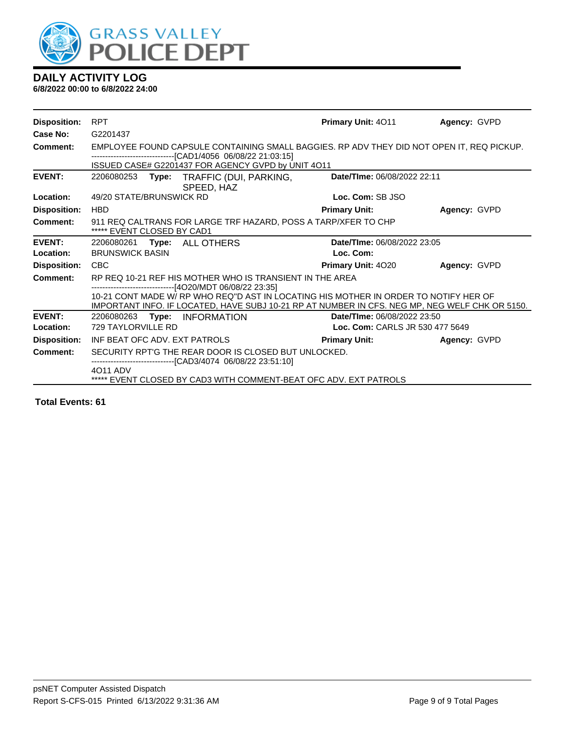GRASS VALLEY POLICE DEPT

## DAILY ACTIVITY LOG

**6/8/2022 00:00 to 6/8/2022 24:00**

| | | | |
|---|---|---|---|
| **Disposition:** RPT | | **Primary Unit:** 4O11 | **Agency:** GVPD |
| **Case No:** G2201437 | | | |
| **Comment:** EMPLOYEE FOUND CAPSULE CONTAINING SMALL BAGGIES. RP ADV THEY DID NOT OPEN IT, REQ PICKUP.<br>-------------------------------[CAD1/4056 06/08/22 21:03:15]<br>ISSUED CASE# G2201437 FOR AGENCY GVPD by UNIT 4O11 | | | |
| **EVENT:** 2206080253 | **Type:** TRAFFIC (DUI, PARKING, SPEED, HAZ | **Date/TIme:** 06/08/2022 22:11 | |
| **Location:** 49/20 STATE/BRUNSWICK RD | | **Loc. Com:** SB JSO | |
| **Disposition:** HBD | | **Primary Unit:** | **Agency:** GVPD |
| **Comment:** 911 REQ CALTRANS FOR LARGE TRF HAZARD, POSS A TARP/XFER TO CHP<br>***** EVENT CLOSED BY CAD1 | | | |
| **EVENT:** 2206080261 | **Type:** ALL OTHERS | **Date/TIme:** 06/08/2022 23:05 | |
| **Location:** BRUNSWICK BASIN | | **Loc. Com:** | |
| **Disposition:** CBC | | **Primary Unit:** 4O20 | **Agency:** GVPD |
| **Comment:** RP REQ 10-21 REF HIS MOTHER WHO IS TRANSIENT IN THE AREA<br>-------------------------------[4O20/MDT 06/08/22 23:35]<br>10-21 CONT MADE W/ RP WHO REQ"D AST IN LOCATING HIS MOTHER IN ORDER TO NOTIFY HER OF IMPORTANT INFO. IF LOCATED, HAVE SUBJ 10-21 RP AT NUMBER IN CFS. NEG MP, NEG WELF CHK OR 5150. | | | |
| **EVENT:** 2206080263 | **Type:** INFORMATION | **Date/TIme:** 06/08/2022 23:50 | |
| **Location:** 729 TAYLORVILLE RD | | **Loc. Com:** CARLS JR 530 477 5649 | |
| **Disposition:** INF BEAT OFC ADV. EXT PATROLS | | **Primary Unit:** | **Agency:** GVPD |
| **Comment:** SECURITY RPT'G THE REAR DOOR IS CLOSED BUT UNLOCKED.<br>-------------------------------[CAD3/4074 06/08/22 23:51:10]<br>4O11 ADV<br>***** EVENT CLOSED BY CAD3 WITH COMMENT-BEAT OFC ADV. EXT PATROLS | | | |

**Total Events: 61**

psNET Computer Assisted Dispatch
Report S-CFS-015 Printed 6/13/2022 9:31:36 AM